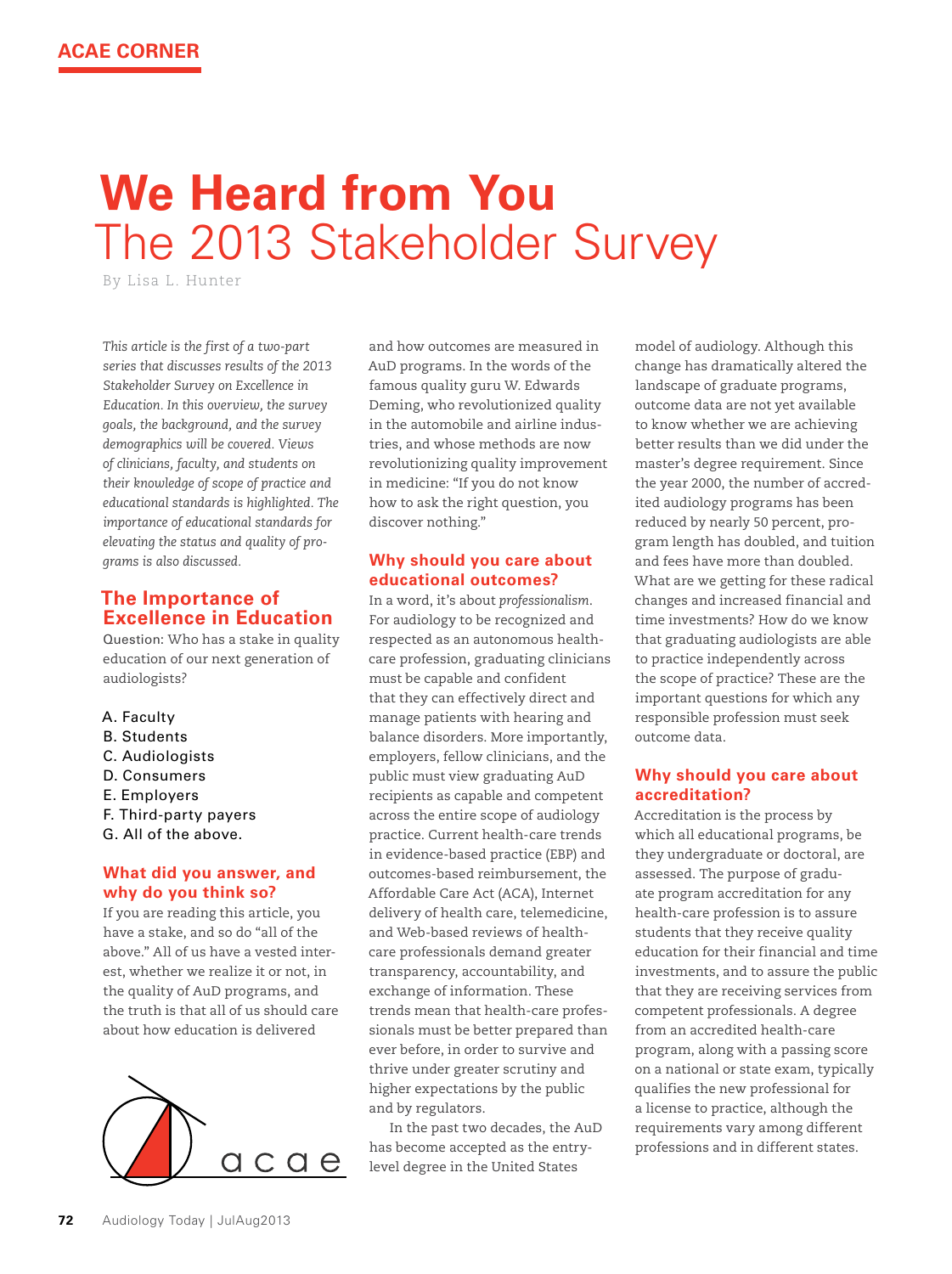ACAE CORNER

# We Heard from You
## The 2013 Stakeholder Survey

By Lisa L. Hunter

*This article is the first of a two-part series that discusses results of the 2013 Stakeholder Survey on Excellence in Education. In this overview, the survey goals, the background, and the survey demographics will be covered. Views of clinicians, faculty, and students on their knowledge of scope of practice and educational standards is highlighted. The importance of educational standards for elevating the status and quality of programs is also discussed.*

### The Importance of Excellence in Education

Question: Who has a stake in quality education of our next generation of audiologists?

A. Faculty
B. Students
C. Audiologists
D. Consumers
E. Employers
F. Third-party payers
G. All of the above.

### What did you answer, and why do you think so?

If you are reading this article, you have a stake, and so do "all of the above." All of us have a vested interest, whether we realize it or not, in the quality of AuD programs, and the truth is that all of us should care about how education is delivered and how outcomes are measured in AuD programs. In the words of the famous quality guru W. Edwards Deming, who revolutionized quality in the automobile and airline industries, and whose methods are now revolutionizing quality improvement in medicine: "If you do not know how to ask the right question, you discover nothing."

### Why should you care about educational outcomes?

In a word, it's about *professionalism*. For audiology to be recognized and respected as an autonomous health-care profession, graduating clinicians must be capable and confident that they can effectively direct and manage patients with hearing and balance disorders. More importantly, employers, fellow clinicians, and the public must view graduating AuD recipients as capable and competent across the entire scope of audiology practice. Current health-care trends in evidence-based practice (EBP) and outcomes-based reimbursement, the Affordable Care Act (ACA), Internet delivery of health care, telemedicine, and Web-based reviews of health-care professionals demand greater transparency, accountability, and exchange of information. These trends mean that health-care professionals must be better prepared than ever before, in order to survive and thrive under greater scrutiny and higher expectations by the public and by regulators.

In the past two decades, the AuD has become accepted as the entry-level degree in the United States model of audiology. Although this change has dramatically altered the landscape of graduate programs, outcome data are not yet available to know whether we are achieving better results than we did under the master's degree requirement. Since the year 2000, the number of accredited audiology programs has been reduced by nearly 50 percent, program length has doubled, and tuition and fees have more than doubled. What are we getting for these radical changes and increased financial and time investments? How do we know that graduating audiologists are able to practice independently across the scope of practice? These are the important questions for which any responsible profession must seek outcome data.

### Why should you care about accreditation?

Accreditation is the process by which all educational programs, be they undergraduate or doctoral, are assessed. The purpose of graduate program accreditation for any health-care profession is to assure students that they receive quality education for their financial and time investments, and to assure the public that they are receiving services from competent professionals. A degree from an accredited health-care program, along with a passing score on a national or state exam, typically qualifies the new professional for a license to practice, although the requirements vary among different professions and in different states.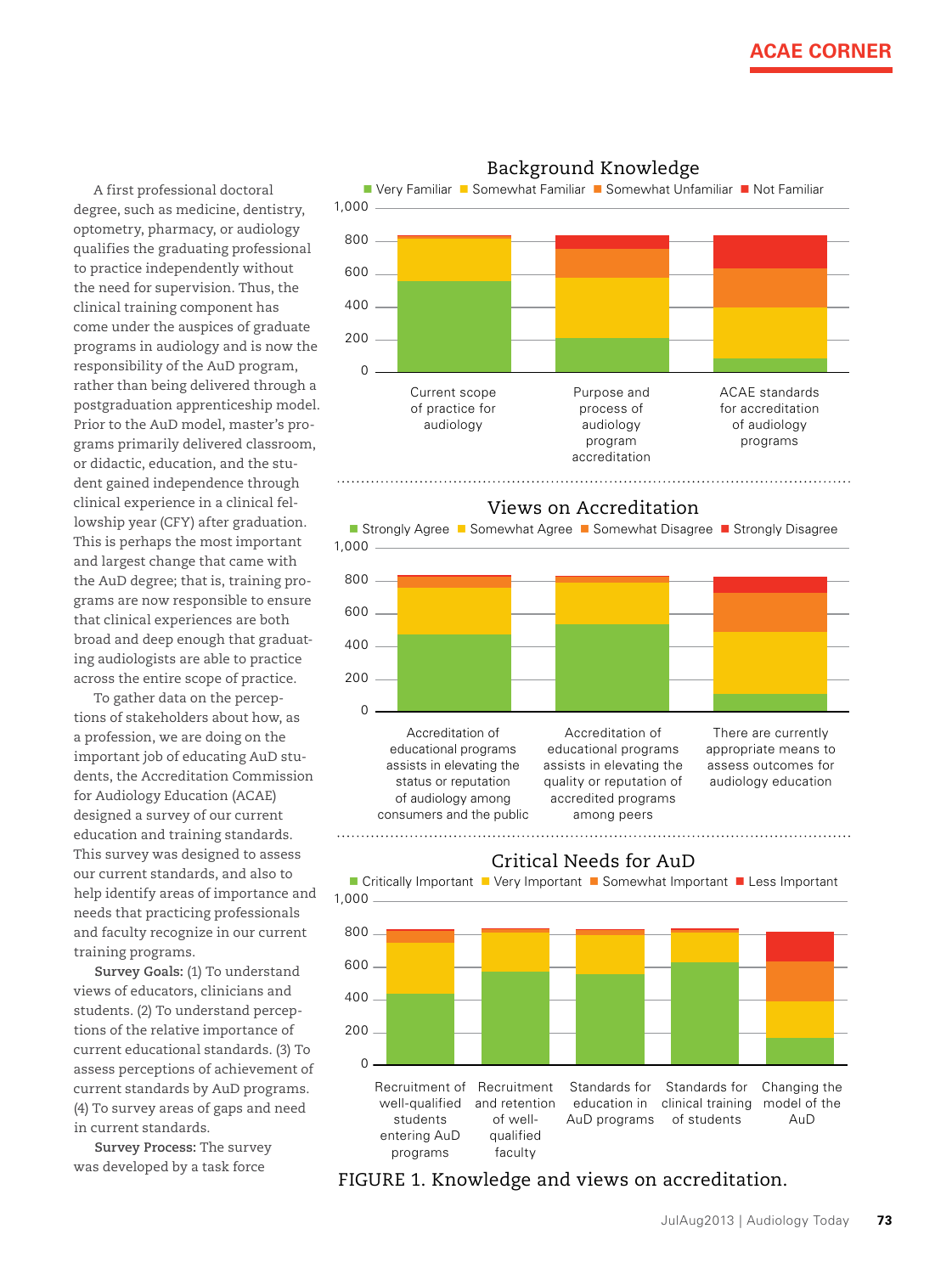A first professional doctoral degree, such as medicine, dentistry, optometry, pharmacy, or audiology qualifies the graduating professional to practice independently without the need for supervision. Thus, the clinical training component has come under the auspices of graduate programs in audiology and is now the responsibility of the AuD program, rather than being delivered through a postgraduation apprenticeship model. Prior to the AuD model, master's programs primarily delivered classroom, or didactic, education, and the student gained independence through clinical experience in a clinical fellowship year (CFY) after graduation. This is perhaps the most important and largest change that came with the AuD degree; that is, training programs are now responsible to ensure that clinical experiences are both broad and deep enough that graduating audiologists are able to practice across the entire scope of practice.

To gather data on the perceptions of stakeholders about how, as a profession, we are doing on the important job of educating AuD students, the Accreditation Commission for Audiology Education (ACAE) designed a survey of our current education and training standards. This survey was designed to assess our current standards, and also to help identify areas of importance and needs that practicing professionals and faculty recognize in our current training programs.

**Survey Goals:** (1) To understand views of educators, clinicians and students. (2) To understand perceptions of the relative importance of current educational standards. (3) To assess perceptions of achievement of current standards by AuD programs. (4) To survey areas of gaps and need in current standards.

**Survey Process:** The survey was developed by a task force

**Background Knowledge**

Very Familiar · Somewhat Familiar · Somewhat Unfamiliar · Not Familiar

Categories: Current scope of practice for audiology; Purpose and process of audiology program accreditation; ACAE standards for accreditation of audiology programs

**Views on Accreditation**

Strongly Agree · Somewhat Agree · Somewhat Disagree · Strongly Disagree

Categories: Accreditation of educational programs assists in elevating the status or reputation of audiology among consumers and the public; Accreditation of educational programs assists in elevating the quality or reputation of accredited programs among peers; There are currently appropriate means to assess outcomes for audiology education

**Critical Needs for AuD**

Critically Important · Very Important · Somewhat Important · Less Important

Categories: Recruitment of well-qualified students entering AuD programs; Recruitment and retention of well-qualified faculty; Standards for education in AuD programs; Standards for clinical training of students; Changing the model of the AuD

FIGURE 1. Knowledge and views on accreditation.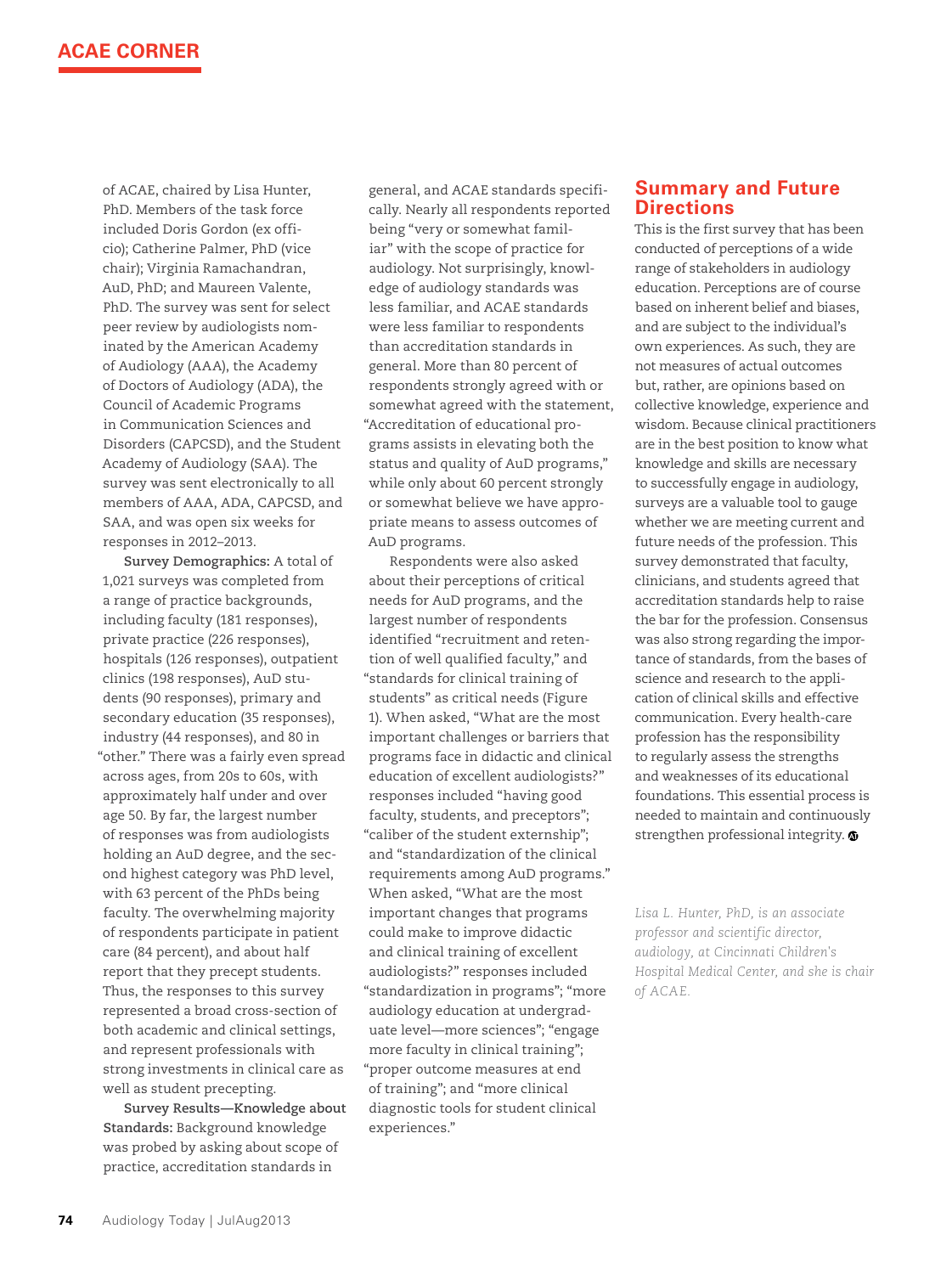of ACAE, chaired by Lisa Hunter, PhD. Members of the task force included Doris Gordon (ex officio); Catherine Palmer, PhD (vice chair); Virginia Ramachandran, AuD, PhD; and Maureen Valente, PhD. The survey was sent for select peer review by audiologists nominated by the American Academy of Audiology (AAA), the Academy of Doctors of Audiology (ADA), the Council of Academic Programs in Communication Sciences and Disorders (CAPCSD), and the Student Academy of Audiology (SAA). The survey was sent electronically to all members of AAA, ADA, CAPCSD, and SAA, and was open six weeks for responses in 2012–2013.

**Survey Demographics:** A total of 1,021 surveys was completed from a range of practice backgrounds, including faculty (181 responses), private practice (226 responses), hospitals (126 responses), outpatient clinics (198 responses), AuD students (90 responses), primary and secondary education (35 responses), industry (44 responses), and 80 in "other." There was a fairly even spread across ages, from 20s to 60s, with approximately half under and over age 50. By far, the largest number of responses was from audiologists holding an AuD degree, and the second highest category was PhD level, with 63 percent of the PhDs being faculty. The overwhelming majority of respondents participate in patient care (84 percent), and about half report that they precept students. Thus, the responses to this survey represented a broad cross-section of both academic and clinical settings, and represent professionals with strong investments in clinical care as well as student precepting.

**Survey Results—Knowledge about Standards:** Background knowledge was probed by asking about scope of practice, accreditation standards in general, and ACAE standards specifically. Nearly all respondents reported being "very or somewhat familiar" with the scope of practice for audiology. Not surprisingly, knowledge of audiology standards was less familiar, and ACAE standards were less familiar to respondents than accreditation standards in general. More than 80 percent of respondents strongly agreed with or somewhat agreed with the statement, "Accreditation of educational programs assists in elevating both the status and quality of AuD programs," while only about 60 percent strongly or somewhat believe we have appropriate means to assess outcomes of AuD programs.

Respondents were also asked about their perceptions of critical needs for AuD programs, and the largest number of respondents identified "recruitment and retention of well qualified faculty," and "standards for clinical training of students" as critical needs (Figure 1). When asked, "What are the most important challenges or barriers that programs face in didactic and clinical education of excellent audiologists?" responses included "having good faculty, students, and preceptors"; "caliber of the student externship"; and "standardization of the clinical requirements among AuD programs." When asked, "What are the most important changes that programs could make to improve didactic and clinical training of excellent audiologists?" responses included "standardization in programs"; "more audiology education at undergraduate level—more sciences"; "engage more faculty in clinical training"; "proper outcome measures at end of training"; and "more clinical diagnostic tools for student clinical experiences."

## Summary and Future Directions

This is the first survey that has been conducted of perceptions of a wide range of stakeholders in audiology education. Perceptions are of course based on inherent belief and biases, and are subject to the individual's own experiences. As such, they are not measures of actual outcomes but, rather, are opinions based on collective knowledge, experience and wisdom. Because clinical practitioners are in the best position to know what knowledge and skills are necessary to successfully engage in audiology, surveys are a valuable tool to gauge whether we are meeting current and future needs of the profession. This survey demonstrated that faculty, clinicians, and students agreed that accreditation standards help to raise the bar for the profession. Consensus was also strong regarding the importance of standards, from the bases of science and research to the application of clinical skills and effective communication. Every health-care profession has the responsibility to regularly assess the strengths and weaknesses of its educational foundations. This essential process is needed to maintain and continuously strengthen professional integrity.

*Lisa L. Hunter, PhD, is an associate professor and scientific director, audiology, at Cincinnati Children's Hospital Medical Center, and she is chair of ACAE.*